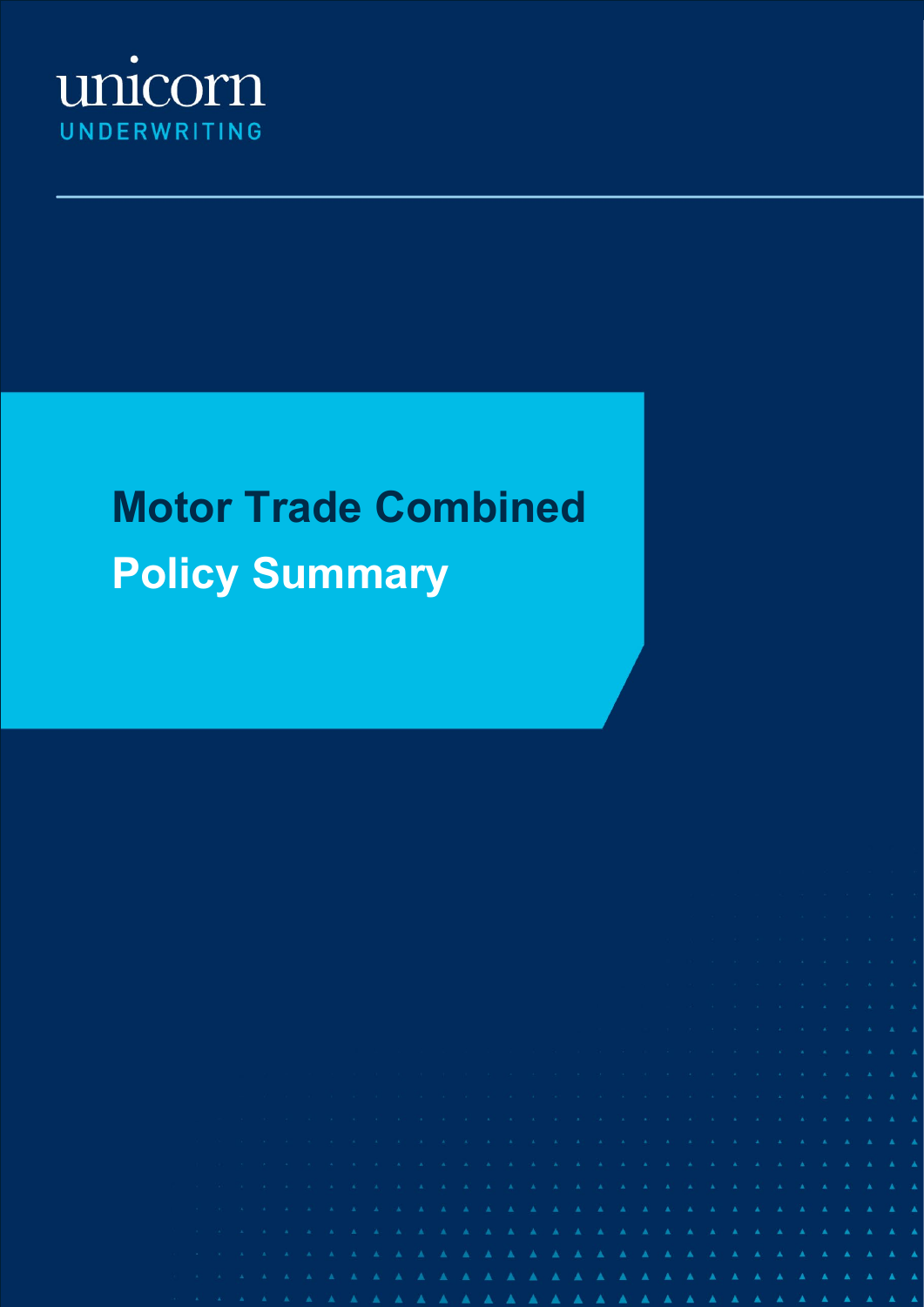unicorn
UNDERWRITING

# Motor Trade Combined Policy Summary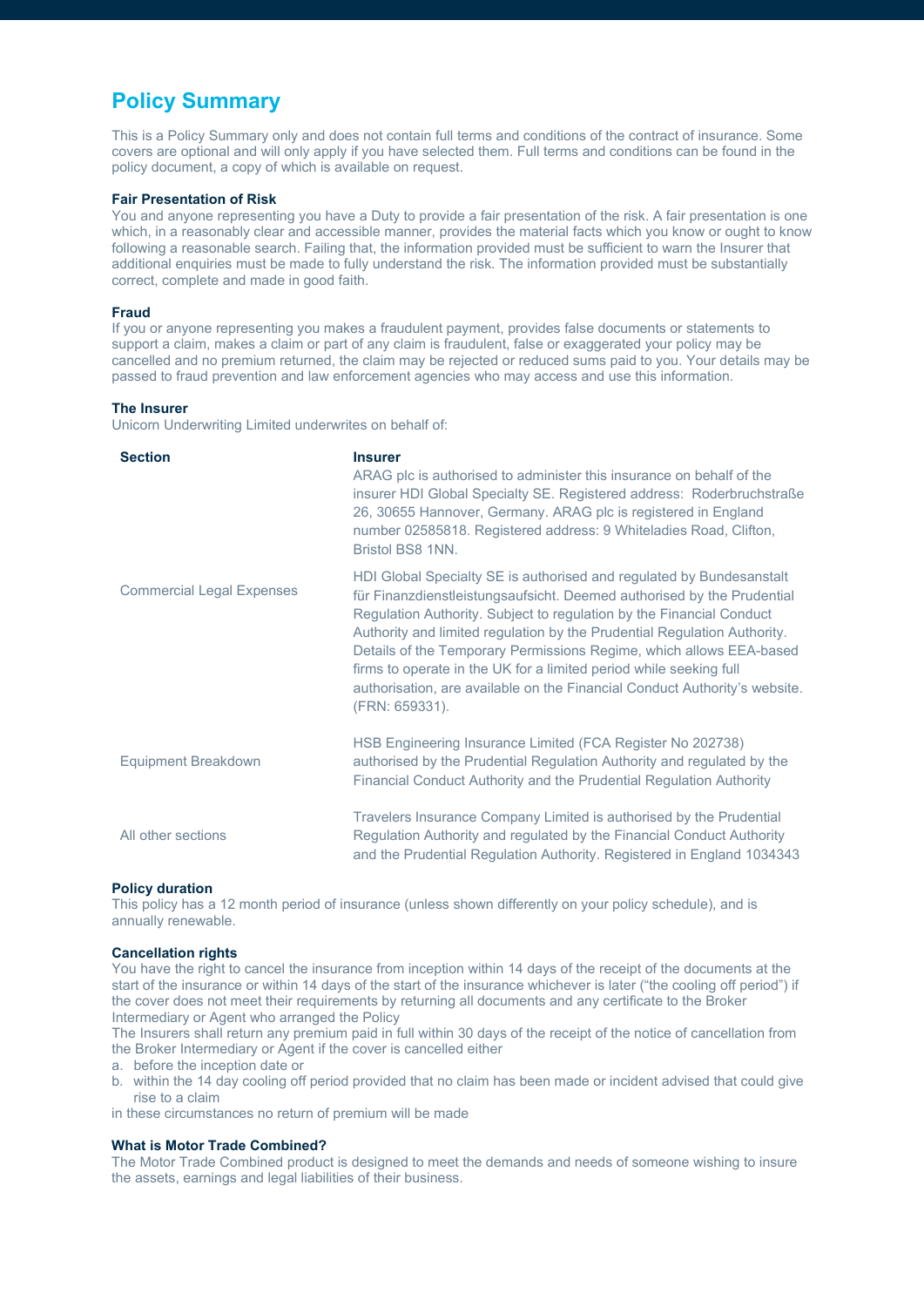# Policy Summary

This is a Policy Summary only and does not contain full terms and conditions of the contract of insurance. Some covers are optional and will only apply if you have selected them. Full terms and conditions can be found in the policy document, a copy of which is available on request.

**Fair Presentation of Risk**

You and anyone representing you have a Duty to provide a fair presentation of the risk. A fair presentation is one which, in a reasonably clear and accessible manner, provides the material facts which you know or ought to know following a reasonable search. Failing that, the information provided must be sufficient to warn the Insurer that additional enquiries must be made to fully understand the risk. The information provided must be substantially correct, complete and made in good faith.

**Fraud**

If you or anyone representing you makes a fraudulent payment, provides false documents or statements to support a claim, makes a claim or part of any claim is fraudulent, false or exaggerated your policy may be cancelled and no premium returned, the claim may be rejected or reduced sums paid to you. Your details may be passed to fraud prevention and law enforcement agencies who may access and use this information.

**The Insurer**

Unicorn Underwriting Limited underwrites on behalf of:

| Section | Insurer |
|---|---|
| Commercial Legal Expenses | ARAG plc is authorised to administer this insurance on behalf of the insurer HDI Global Specialty SE. Registered address: Roderbruchstraße 26, 30655 Hannover, Germany. ARAG plc is registered in England number 02585818. Registered address: 9 Whiteladies Road, Clifton, Bristol BS8 1NN.<br><br>HDI Global Specialty SE is authorised and regulated by Bundesanstalt für Finanzdienstleistungsaufsicht. Deemed authorised by the Prudential Regulation Authority. Subject to regulation by the Financial Conduct Authority and limited regulation by the Prudential Regulation Authority. Details of the Temporary Permissions Regime, which allows EEA-based firms to operate in the UK for a limited period while seeking full authorisation, are available on the Financial Conduct Authority's website. (FRN: 659331). |
| Equipment Breakdown | HSB Engineering Insurance Limited (FCA Register No 202738) authorised by the Prudential Regulation Authority and regulated by the Financial Conduct Authority and the Prudential Regulation Authority |
| All other sections | Travelers Insurance Company Limited is authorised by the Prudential Regulation Authority and regulated by the Financial Conduct Authority and the Prudential Regulation Authority. Registered in England 1034343 |

**Policy duration**

This policy has a 12 month period of insurance (unless shown differently on your policy schedule), and is annually renewable.

**Cancellation rights**

You have the right to cancel the insurance from inception within 14 days of the receipt of the documents at the start of the insurance or within 14 days of the start of the insurance whichever is later ("the cooling off period") if the cover does not meet their requirements by returning all documents and any certificate to the Broker Intermediary or Agent who arranged the Policy

The Insurers shall return any premium paid in full within 30 days of the receipt of the notice of cancellation from the Broker Intermediary or Agent if the cover is cancelled either

a. before the inception date or
b. within the 14 day cooling off period provided that no claim has been made or incident advised that could give rise to a claim

in these circumstances no return of premium will be made

**What is Motor Trade Combined?**

The Motor Trade Combined product is designed to meet the demands and needs of someone wishing to insure the assets, earnings and legal liabilities of their business.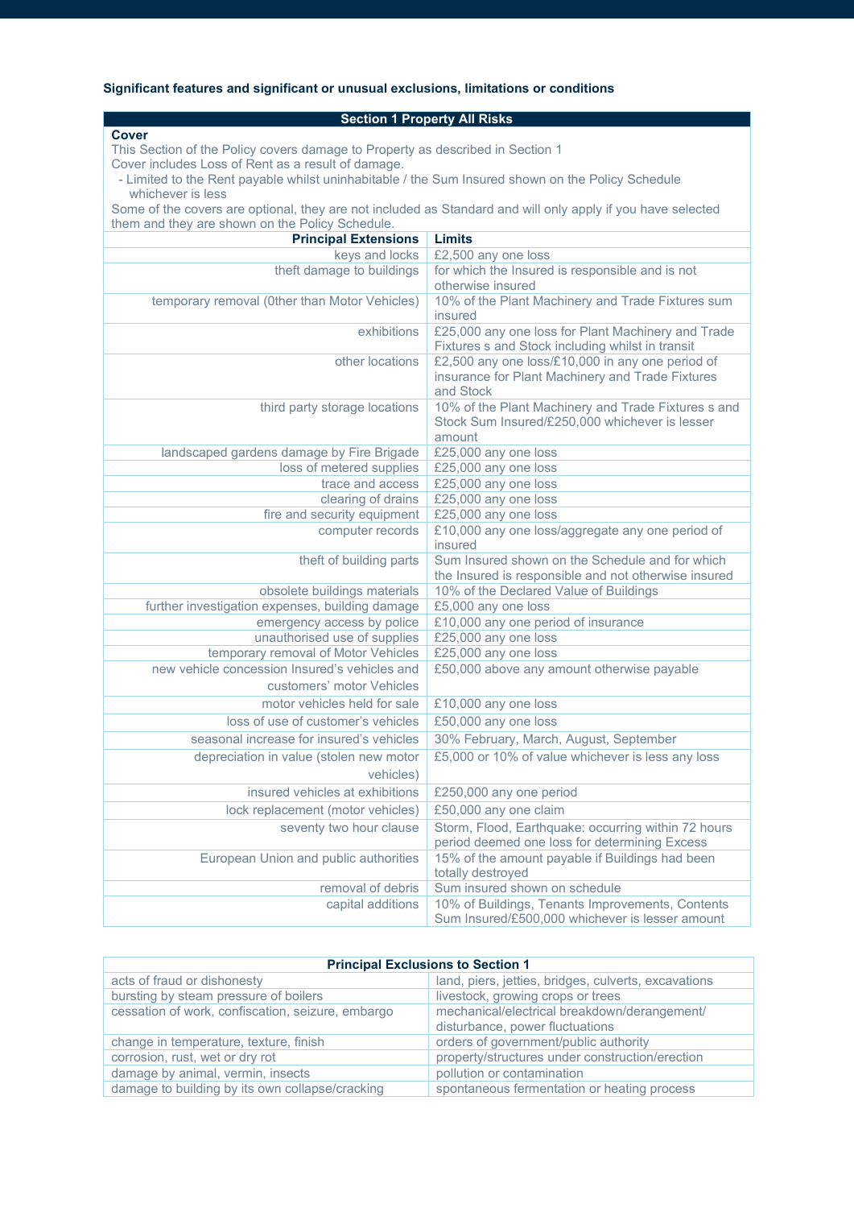**Significant features and significant or unusual exclusions, limitations or conditions**

| Section 1 Property All Risks | |
|---|---|
| **Cover**<br>This Section of the Policy covers damage to Property as described in Section 1<br>Cover includes Loss of Rent as a result of damage.<br>- Limited to the Rent payable whilst uninhabitable / the Sum Insured shown on the Policy Schedule whichever is less<br>Some of the covers are optional, they are not included as Standard and will only apply if you have selected them and they are shown on the Policy Schedule. | |
| **Principal Extensions** | **Limits** |
| keys and locks | £2,500 any one loss |
| theft damage to buildings | for which the Insured is responsible and is not otherwise insured |
| temporary removal (0ther than Motor Vehicles) | 10% of the Plant Machinery and Trade Fixtures sum insured |
| exhibitions | £25,000 any one loss for Plant Machinery and Trade Fixtures s and Stock including whilst in transit |
| other locations | £2,500 any one loss/£10,000 in any one period of insurance for Plant Machinery and Trade Fixtures and Stock |
| third party storage locations | 10% of the Plant Machinery and Trade Fixtures s and Stock Sum Insured/£250,000 whichever is lesser amount |
| landscaped gardens damage by Fire Brigade | £25,000 any one loss |
| loss of metered supplies | £25,000 any one loss |
| trace and access | £25,000 any one loss |
| clearing of drains | £25,000 any one loss |
| fire and security equipment | £25,000 any one loss |
| computer records | £10,000 any one loss/aggregate any one period of insured |
| theft of building parts | Sum Insured shown on the Schedule and for which the Insured is responsible and not otherwise insured |
| obsolete buildings materials | 10% of the Declared Value of Buildings |
| further investigation expenses, building damage | £5,000 any one loss |
| emergency access by police | £10,000 any one period of insurance |
| unauthorised use of supplies | £25,000 any one loss |
| temporary removal of Motor Vehicles | £25,000 any one loss |
| new vehicle concession Insured's vehicles and customers' motor Vehicles | £50,000 above any amount otherwise payable |
| motor vehicles held for sale | £10,000 any one loss |
| loss of use of customer's vehicles | £50,000 any one loss |
| seasonal increase for insured's vehicles | 30% February, March, August, September |
| depreciation in value (stolen new motor vehicles) | £5,000 or 10% of value whichever is less any loss |
| insured vehicles at exhibitions | £250,000 any one period |
| lock replacement (motor vehicles) | £50,000 any one claim |
| seventy two hour clause | Storm, Flood, Earthquake: occurring within 72 hours period deemed one loss for determining Excess |
| European Union and public authorities | 15% of the amount payable if Buildings had been totally destroyed |
| removal of debris | Sum insured shown on schedule |
| capital additions | 10% of Buildings, Tenants Improvements, Contents Sum Insured/£500,000 whichever is lesser amount |

| Principal Exclusions to Section 1 | |
|---|---|
| acts of fraud or dishonesty | land, piers, jetties, bridges, culverts, excavations |
| bursting by steam pressure of boilers | livestock, growing crops or trees |
| cessation of work, confiscation, seizure, embargo | mechanical/electrical breakdown/derangement/ disturbance, power fluctuations |
| change in temperature, texture, finish | orders of government/public authority |
| corrosion, rust, wet or dry rot | property/structures under construction/erection |
| damage by animal, vermin, insects | pollution or contamination |
| damage to building by its own collapse/cracking | spontaneous fermentation or heating process |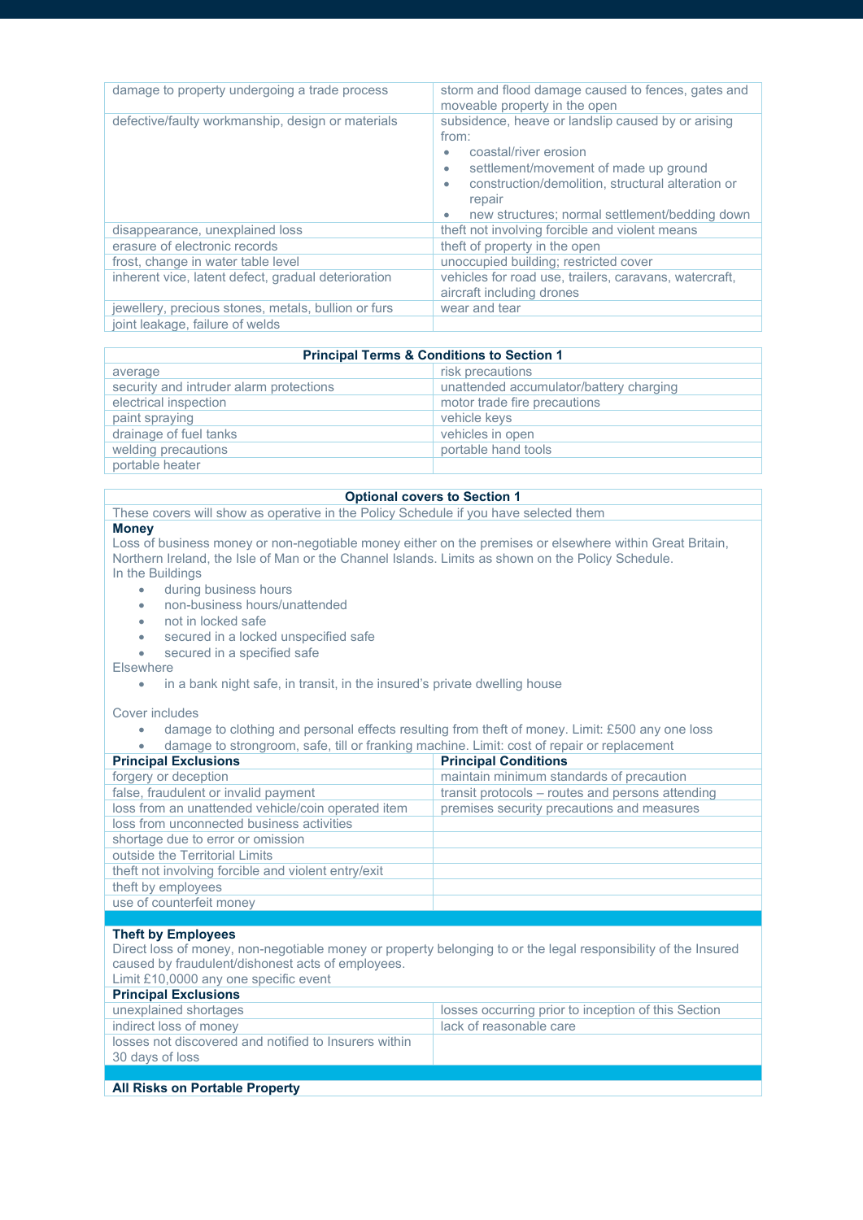| | |
|---|---|
| damage to property undergoing a trade process | storm and flood damage caused to fences, gates and moveable property in the open |
| defective/faulty workmanship, design or materials | subsidence, heave or landslip caused by or arising from:<br>• coastal/river erosion<br>• settlement/movement of made up ground<br>• construction/demolition, structural alteration or repair<br>• new structures; normal settlement/bedding down |
| disappearance, unexplained loss | theft not involving forcible and violent means |
| erasure of electronic records | theft of property in the open |
| frost, change in water table level | unoccupied building; restricted cover |
| inherent vice, latent defect, gradual deterioration | vehicles for road use, trailers, caravans, watercraft, aircraft including drones |
| jewellery, precious stones, metals, bullion or furs | wear and tear |
| joint leakage, failure of welds | |

| **Principal Terms & Conditions to Section 1** | |
|---|---|
| average | risk precautions |
| security and intruder alarm protections | unattended accumulator/battery charging |
| electrical inspection | motor trade fire precautions |
| paint spraying | vehicle keys |
| drainage of fuel tanks | vehicles in open |
| welding precautions | portable hand tools |
| portable heater | |

## Optional covers to Section 1

These covers will show as operative in the Policy Schedule if you have selected them

**Money**

Loss of business money or non-negotiable money either on the premises or elsewhere within Great Britain, Northern Ireland, the Isle of Man or the Channel Islands. Limits as shown on the Policy Schedule.

In the Buildings

- during business hours
- non-business hours/unattended
- not in locked safe
- secured in a locked unspecified safe
- secured in a specified safe

Elsewhere

- in a bank night safe, in transit, in the insured's private dwelling house

Cover includes

- damage to clothing and personal effects resulting from theft of money. Limit: £500 any one loss
- damage to strongroom, safe, till or franking machine. Limit: cost of repair or replacement

| **Principal Exclusions** | **Principal Conditions** |
|---|---|
| forgery or deception | maintain minimum standards of precaution |
| false, fraudulent or invalid payment | transit protocols – routes and persons attending |
| loss from an unattended vehicle/coin operated item | premises security precautions and measures |
| loss from unconnected business activities | |
| shortage due to error or omission | |
| outside the Territorial Limits | |
| theft not involving forcible and violent entry/exit | |
| theft by employees | |
| use of counterfeit money | |

**Theft by Employees**

Direct loss of money, non-negotiable money or property belonging to or the legal responsibility of the Insured caused by fraudulent/dishonest acts of employees.

Limit £10,0000 any one specific event

| **Principal Exclusions** | |
|---|---|
| unexplained shortages | losses occurring prior to inception of this Section |
| indirect loss of money | lack of reasonable care |
| losses not discovered and notified to Insurers within 30 days of loss | |

**All Risks on Portable Property**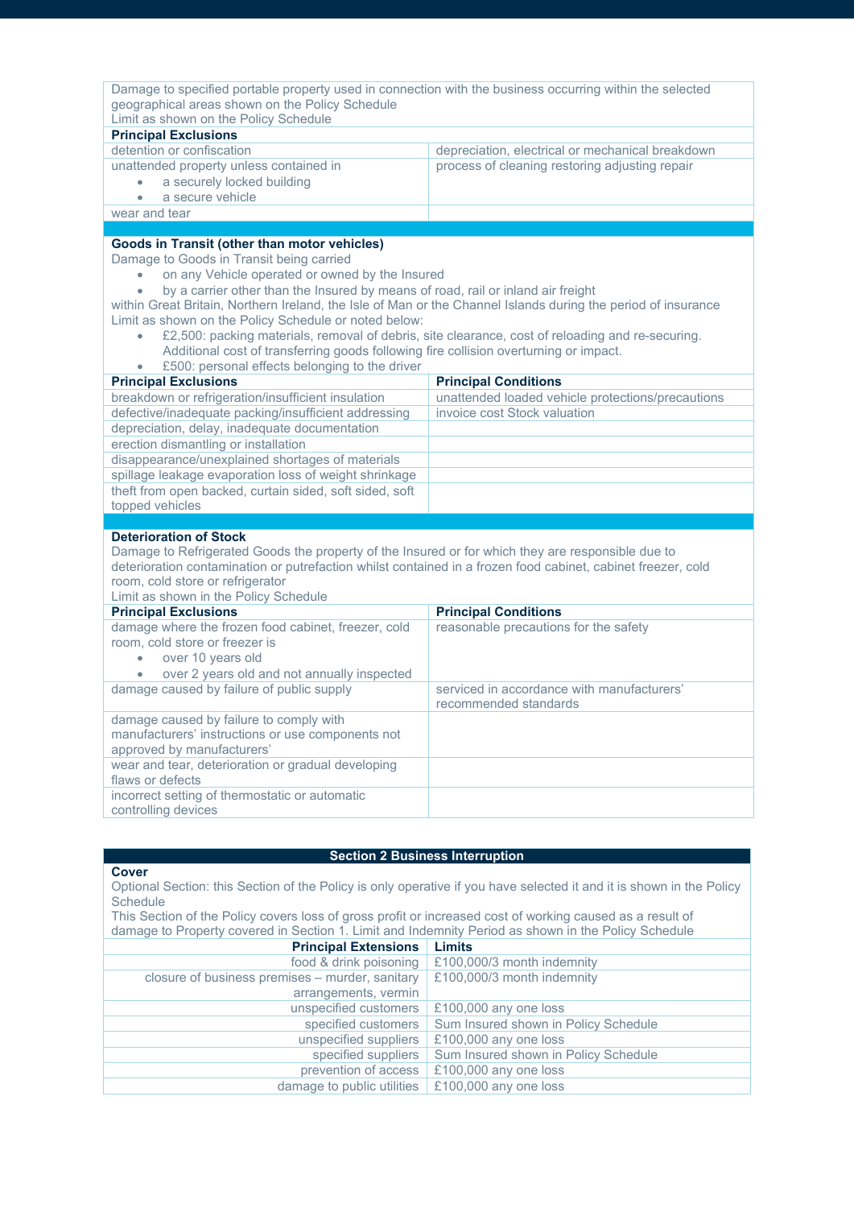Damage to specified portable property used in connection with the business occurring within the selected geographical areas shown on the Policy Schedule
Limit as shown on the Policy Schedule

| **Principal Exclusions** | |
|---|---|
| detention or confiscation | depreciation, electrical or mechanical breakdown |
| unattended property unless contained in<br>• a securely locked building<br>• a secure vehicle | process of cleaning restoring adjusting repair |
| wear and tear | |

**Goods in Transit (other than motor vehicles)**

Damage to Goods in Transit being carried

- on any Vehicle operated or owned by the Insured
- by a carrier other than the Insured by means of road, rail or inland air freight

within Great Britain, Northern Ireland, the Isle of Man or the Channel Islands during the period of insurance
Limit as shown on the Policy Schedule or noted below:

- £2,500: packing materials, removal of debris, site clearance, cost of reloading and re-securing. Additional cost of transferring goods following fire collision overturning or impact.
- £500: personal effects belonging to the driver

| **Principal Exclusions** | **Principal Conditions** |
|---|---|
| breakdown or refrigeration/insufficient insulation | unattended loaded vehicle protections/precautions |
| defective/inadequate packing/insufficient addressing | invoice cost Stock valuation |
| depreciation, delay, inadequate documentation | |
| erection dismantling or installation | |
| disappearance/unexplained shortages of materials | |
| spillage leakage evaporation loss of weight shrinkage | |
| theft from open backed, curtain sided, soft sided, soft topped vehicles | |

**Deterioration of Stock**

Damage to Refrigerated Goods the property of the Insured or for which they are responsible due to deterioration contamination or putrefaction whilst contained in a frozen food cabinet, cabinet freezer, cold room, cold store or refrigerator
Limit as shown in the Policy Schedule

| **Principal Exclusions** | **Principal Conditions** |
|---|---|
| damage where the frozen food cabinet, freezer, cold room, cold store or freezer is<br>• over 10 years old<br>• over 2 years old and not annually inspected | reasonable precautions for the safety |
| damage caused by failure of public supply | serviced in accordance with manufacturers' recommended standards |
| damage caused by failure to comply with manufacturers' instructions or use components not approved by manufacturers' | |
| wear and tear, deterioration or gradual developing flaws or defects | |
| incorrect setting of thermostatic or automatic controlling devices | |

## Section 2 Business Interruption

**Cover**

Optional Section: this Section of the Policy is only operative if you have selected it and it is shown in the Policy Schedule
This Section of the Policy covers loss of gross profit or increased cost of working caused as a result of damage to Property covered in Section 1. Limit and Indemnity Period as shown in the Policy Schedule

| **Principal Extensions** | **Limits** |
|---|---|
| food & drink poisoning | £100,000/3 month indemnity |
| closure of business premises – murder, sanitary arrangements, vermin | £100,000/3 month indemnity |
| unspecified customers | £100,000 any one loss |
| specified customers | Sum Insured shown in Policy Schedule |
| unspecified suppliers | £100,000 any one loss |
| specified suppliers | Sum Insured shown in Policy Schedule |
| prevention of access | £100,000 any one loss |
| damage to public utilities | £100,000 any one loss |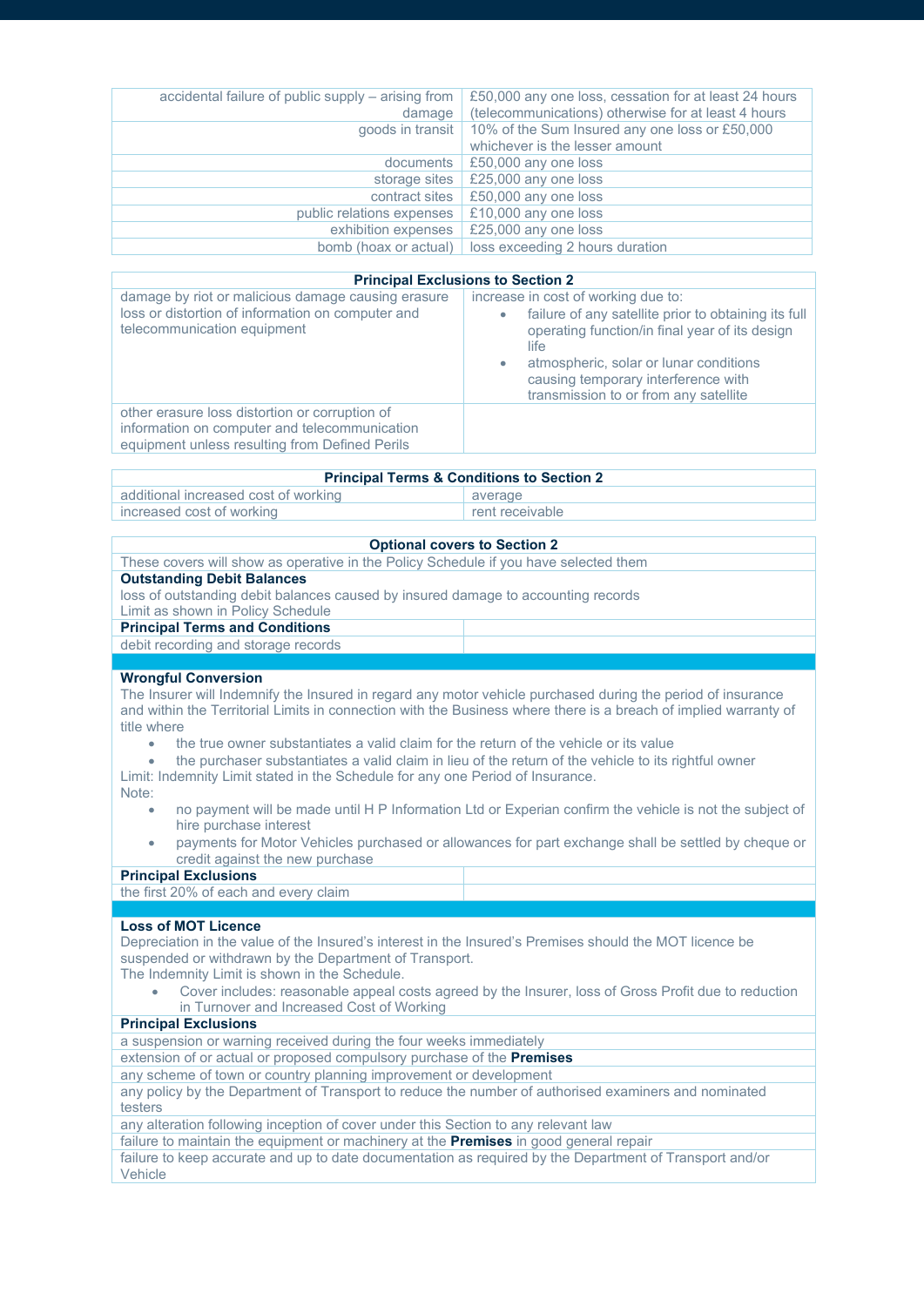| | |
|---|---|
| accidental failure of public supply – arising from damage | £50,000 any one loss, cessation for at least 24 hours (telecommunications) otherwise for at least 4 hours |
| goods in transit | 10% of the Sum Insured any one loss or £50,000 whichever is the lesser amount |
| documents | £50,000 any one loss |
| storage sites | £25,000 any one loss |
| contract sites | £50,000 any one loss |
| public relations expenses | £10,000 any one loss |
| exhibition expenses | £25,000 any one loss |
| bomb (hoax or actual) | loss exceeding 2 hours duration |

| Principal Exclusions to Section 2 | |
|---|---|
| damage by riot or malicious damage causing erasure loss or distortion of information on computer and telecommunication equipment | increase in cost of working due to:<br>• failure of any satellite prior to obtaining its full operating function/in final year of its design life<br>• atmospheric, solar or lunar conditions causing temporary interference with transmission to or from any satellite |
| other erasure loss distortion or corruption of information on computer and telecommunication equipment unless resulting from Defined Perils | |

| Principal Terms & Conditions to Section 2 | |
|---|---|
| additional increased cost of working | average |
| increased cost of working | rent receivable |

**Optional covers to Section 2**

These covers will show as operative in the Policy Schedule if you have selected them

**Outstanding Debit Balances**

loss of outstanding debit balances caused by insured damage to accounting records
Limit as shown in Policy Schedule

| Principal Terms and Conditions | |
|---|---|
| debit recording and storage records | |

**Wrongful Conversion**

The Insurer will Indemnify the Insured in regard any motor vehicle purchased during the period of insurance and within the Territorial Limits in connection with the Business where there is a breach of implied warranty of title where

- the true owner substantiates a valid claim for the return of the vehicle or its value
- the purchaser substantiates a valid claim in lieu of the return of the vehicle to its rightful owner

Limit: Indemnity Limit stated in the Schedule for any one Period of Insurance.
Note:

- no payment will be made until H P Information Ltd or Experian confirm the vehicle is not the subject of hire purchase interest
- payments for Motor Vehicles purchased or allowances for part exchange shall be settled by cheque or credit against the new purchase

| Principal Exclusions | |
|---|---|
| the first 20% of each and every claim | |

**Loss of MOT Licence**

Depreciation in the value of the Insured's interest in the Insured's Premises should the MOT licence be suspended or withdrawn by the Department of Transport.
The Indemnity Limit is shown in the Schedule.

- Cover includes: reasonable appeal costs agreed by the Insurer, loss of Gross Profit due to reduction in Turnover and Increased Cost of Working

| Principal Exclusions |
|---|
| a suspension or warning received during the four weeks immediately |
| extension of or actual or proposed compulsory purchase of the **Premises** |
| any scheme of town or country planning improvement or development |
| any policy by the Department of Transport to reduce the number of authorised examiners and nominated testers |
| any alteration following inception of cover under this Section to any relevant law |
| failure to maintain the equipment or machinery at the **Premises** in good general repair |
| failure to keep accurate and up to date documentation as required by the Department of Transport and/or Vehicle |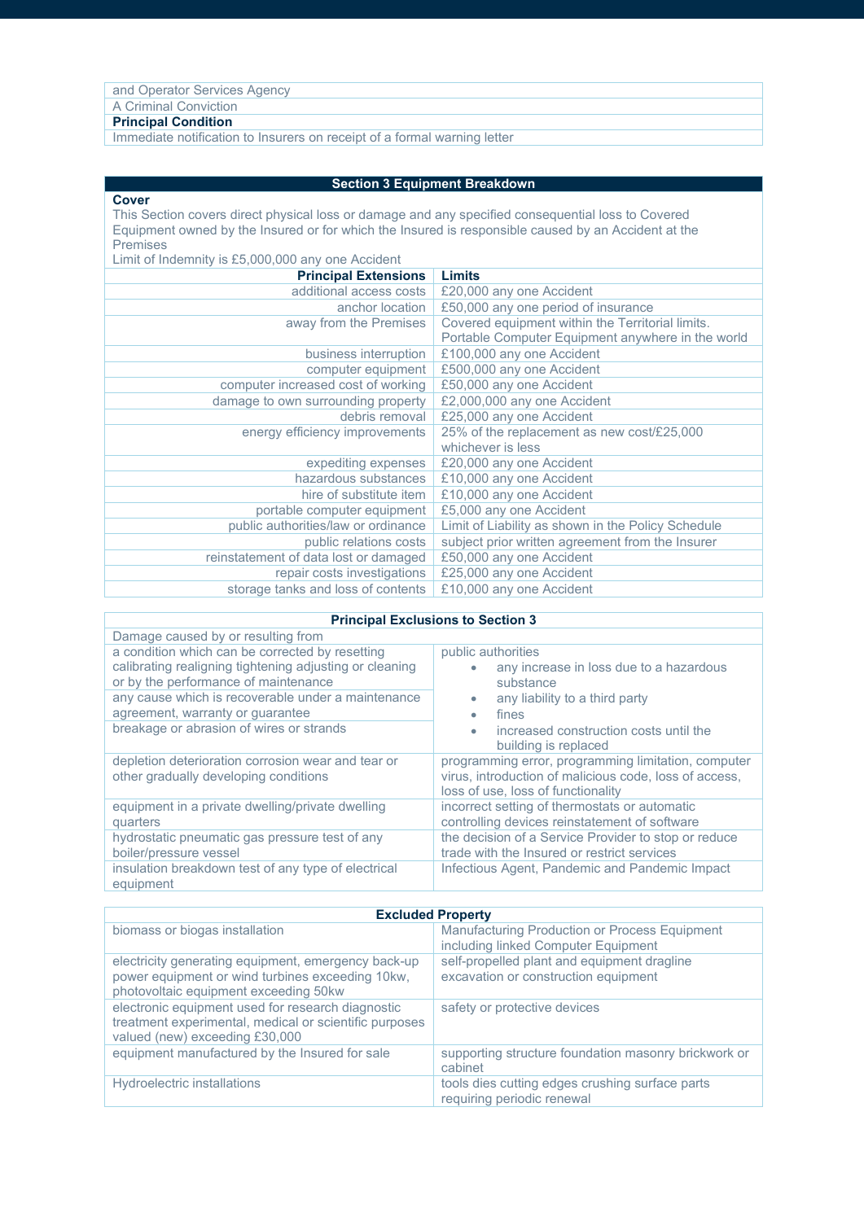| and Operator Services Agency |
|---|
| A Criminal Conviction |
| **Principal Condition** |
| Immediate notification to Insurers on receipt of a formal warning letter |

| Section 3 Equipment Breakdown | |
|---|---|
| **Cover**<br>This Section covers direct physical loss or damage and any specified consequential loss to Covered Equipment owned by the Insured or for which the Insured is responsible caused by an Accident at the Premises<br>Limit of Indemnity is £5,000,000 any one Accident | |
| **Principal Extensions** | **Limits** |
| additional access costs | £20,000 any one Accident |
| anchor location | £50,000 any one period of insurance |
| away from the Premises | Covered equipment within the Territorial limits. Portable Computer Equipment anywhere in the world |
| business interruption | £100,000 any one Accident |
| computer equipment | £500,000 any one Accident |
| computer increased cost of working | £50,000 any one Accident |
| damage to own surrounding property | £2,000,000 any one Accident |
| debris removal | £25,000 any one Accident |
| energy efficiency improvements | 25% of the replacement as new cost/£25,000 whichever is less |
| expediting expenses | £20,000 any one Accident |
| hazardous substances | £10,000 any one Accident |
| hire of substitute item | £10,000 any one Accident |
| portable computer equipment | £5,000 any one Accident |
| public authorities/law or ordinance | Limit of Liability as shown in the Policy Schedule |
| public relations costs | subject prior written agreement from the Insurer |
| reinstatement of data lost or damaged | £50,000 any one Accident |
| repair costs investigations | £25,000 any one Accident |
| storage tanks and loss of contents | £10,000 any one Accident |

| Principal Exclusions to Section 3 | |
|---|---|
| Damage caused by or resulting from | |
| a condition which can be corrected by resetting calibrating realigning tightening adjusting or cleaning or by the performance of maintenance | public authorities<br>• any increase in loss due to a hazardous substance<br>• any liability to a third party<br>• fines<br>• increased construction costs until the building is replaced |
| any cause which is recoverable under a maintenance agreement, warranty or guarantee | |
| breakage or abrasion of wires or strands | |
| depletion deterioration corrosion wear and tear or other gradually developing conditions | programming error, programming limitation, computer virus, introduction of malicious code, loss of access, loss of use, loss of functionality |
| equipment in a private dwelling/private dwelling quarters | incorrect setting of thermostats or automatic controlling devices reinstatement of software |
| hydrostatic pneumatic gas pressure test of any boiler/pressure vessel | the decision of a Service Provider to stop or reduce trade with the Insured or restrict services |
| insulation breakdown test of any type of electrical equipment | Infectious Agent, Pandemic and Pandemic Impact |

| Excluded Property | |
|---|---|
| biomass or biogas installation | Manufacturing Production or Process Equipment including linked Computer Equipment |
| electricity generating equipment, emergency back-up power equipment or wind turbines exceeding 10kw, photovoltaic equipment exceeding 50kw | self-propelled plant and equipment dragline excavation or construction equipment |
| electronic equipment used for research diagnostic treatment experimental, medical or scientific purposes valued (new) exceeding £30,000 | safety or protective devices |
| equipment manufactured by the Insured for sale | supporting structure foundation masonry brickwork or cabinet |
| Hydroelectric installations | tools dies cutting edges crushing surface parts requiring periodic renewal |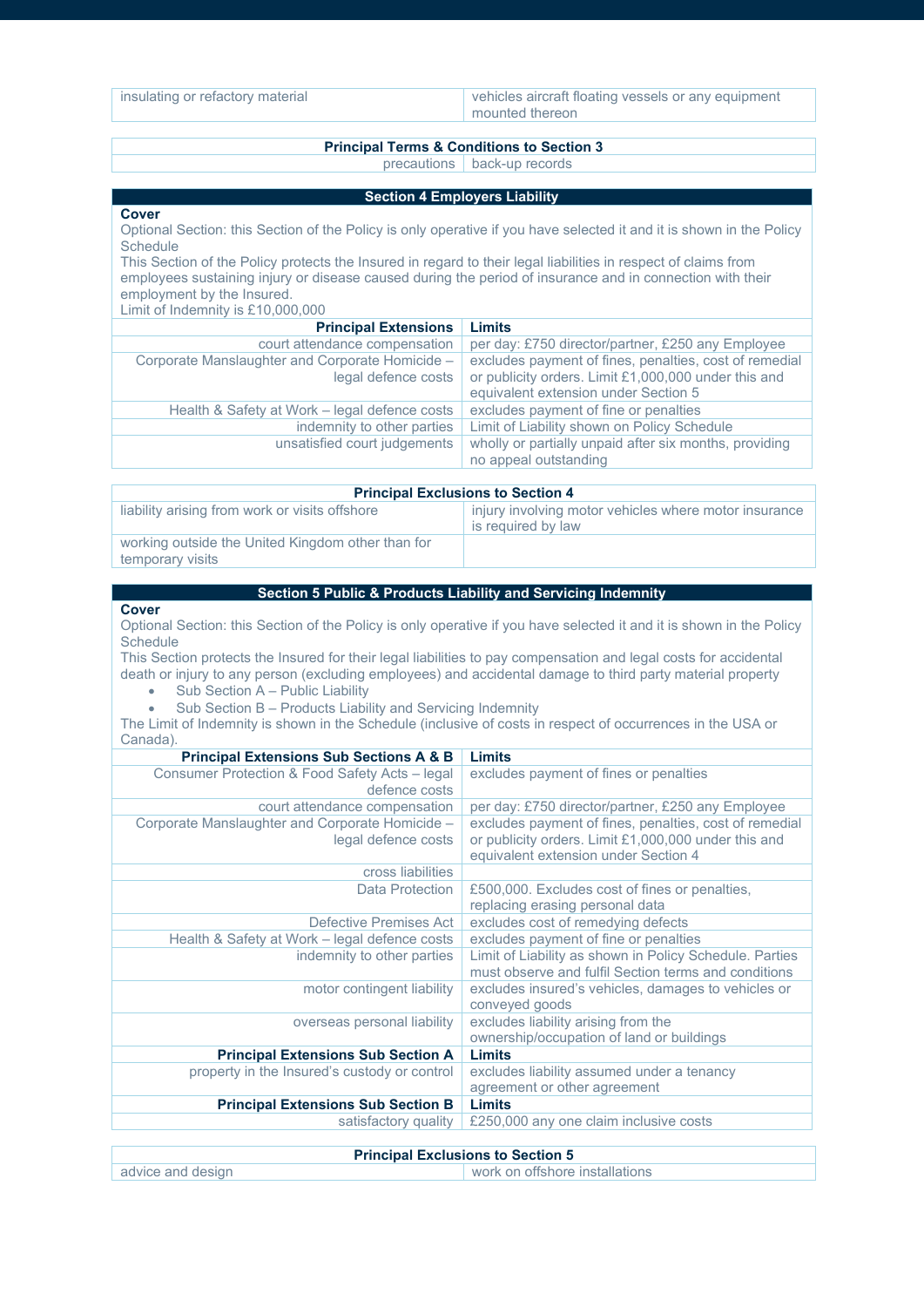| | |
|---|---|
| insulating or refactory material | vehicles aircraft floating vessels or any equipment mounted thereon |

| Principal Terms & Conditions to Section 3 | |
|---|---|
| precautions | back-up records |

## Section 4 Employers Liability

**Cover**

Optional Section: this Section of the Policy is only operative if you have selected it and it is shown in the Policy Schedule

This Section of the Policy protects the Insured in regard to their legal liabilities in respect of claims from employees sustaining injury or disease caused during the period of insurance and in connection with their employment by the Insured.

Limit of Indemnity is £10,000,000

| Principal Extensions | Limits |
|---|---|
| court attendance compensation | per day: £750 director/partner, £250 any Employee |
| Corporate Manslaughter and Corporate Homicide – legal defence costs | excludes payment of fines, penalties, cost of remedial or publicity orders. Limit £1,000,000 under this and equivalent extension under Section 5 |
| Health & Safety at Work – legal defence costs | excludes payment of fine or penalties |
| indemnity to other parties | Limit of Liability shown on Policy Schedule |
| unsatisfied court judgements | wholly or partially unpaid after six months, providing no appeal outstanding |

| Principal Exclusions to Section 4 | |
|---|---|
| liability arising from work or visits offshore | injury involving motor vehicles where motor insurance is required by law |
| working outside the United Kingdom other than for temporary visits | |

## Section 5 Public & Products Liability and Servicing Indemnity

**Cover**

Optional Section: this Section of the Policy is only operative if you have selected it and it is shown in the Policy Schedule

This Section protects the Insured for their legal liabilities to pay compensation and legal costs for accidental death or injury to any person (excluding employees) and accidental damage to third party material property

- Sub Section A – Public Liability
- Sub Section B – Products Liability and Servicing Indemnity

The Limit of Indemnity is shown in the Schedule (inclusive of costs in respect of occurrences in the USA or Canada).

| Principal Extensions Sub Sections A & B | Limits |
|---|---|
| Consumer Protection & Food Safety Acts – legal defence costs | excludes payment of fines or penalties |
| court attendance compensation | per day: £750 director/partner, £250 any Employee |
| Corporate Manslaughter and Corporate Homicide – legal defence costs | excludes payment of fines, penalties, cost of remedial or publicity orders. Limit £1,000,000 under this and equivalent extension under Section 4 |
| cross liabilities | |
| Data Protection | £500,000. Excludes cost of fines or penalties, replacing erasing personal data |
| Defective Premises Act | excludes cost of remedying defects |
| Health & Safety at Work – legal defence costs | excludes payment of fine or penalties |
| indemnity to other parties | Limit of Liability as shown in Policy Schedule. Parties must observe and fulfil Section terms and conditions |
| motor contingent liability | excludes insured's vehicles, damages to vehicles or conveyed goods |
| overseas personal liability | excludes liability arising from the ownership/occupation of land or buildings |
| **Principal Extensions Sub Section A** | **Limits** |
| property in the Insured's custody or control | excludes liability assumed under a tenancy agreement or other agreement |
| **Principal Extensions Sub Section B** | **Limits** |
| satisfactory quality | £250,000 any one claim inclusive costs |

| Principal Exclusions to Section 5 | |
|---|---|
| advice and design | work on offshore installations |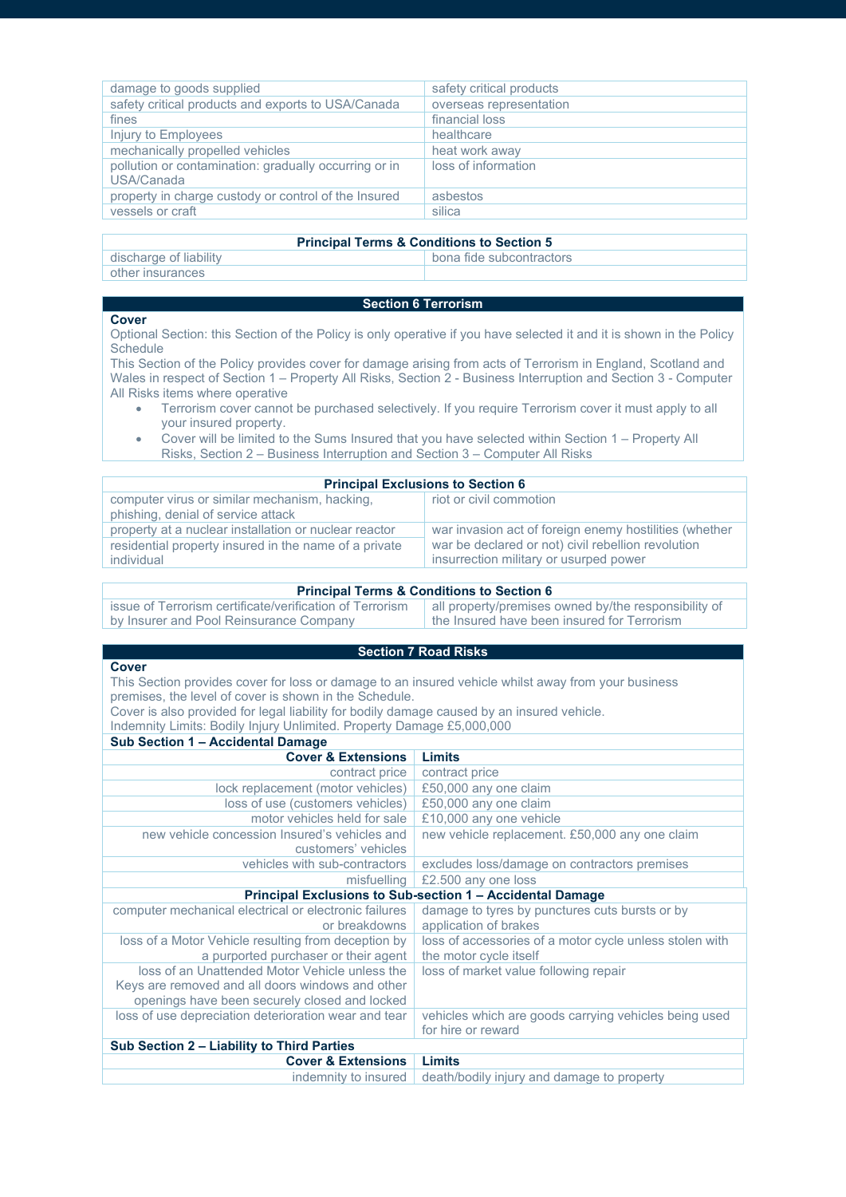| | |
|---|---|
| damage to goods supplied | safety critical products |
| safety critical products and exports to USA/Canada | overseas representation |
| fines | financial loss |
| Injury to Employees | healthcare |
| mechanically propelled vehicles | heat work away |
| pollution or contamination: gradually occurring or in USA/Canada | loss of information |
| property in charge custody or control of the Insured | asbestos |
| vessels or craft | silica |

| Principal Terms & Conditions to Section 5 | |
|---|---|
| discharge of liability | bona fide subcontractors |
| other insurances | |

## Section 6 Terrorism

**Cover**

Optional Section: this Section of the Policy is only operative if you have selected it and it is shown in the Policy Schedule

This Section of the Policy provides cover for damage arising from acts of Terrorism in England, Scotland and Wales in respect of Section 1 – Property All Risks, Section 2 - Business Interruption and Section 3 - Computer All Risks items where operative

- Terrorism cover cannot be purchased selectively. If you require Terrorism cover it must apply to all your insured property.
- Cover will be limited to the Sums Insured that you have selected within Section 1 – Property All Risks, Section 2 – Business Interruption and Section 3 – Computer All Risks

| Principal Exclusions to Section 6 | |
|---|---|
| computer virus or similar mechanism, hacking, phishing, denial of service attack | riot or civil commotion |
| property at a nuclear installation or nuclear reactor | war invasion act of foreign enemy hostilities (whether war be declared or not) civil rebellion revolution insurrection military or usurped power |
| residential property insured in the name of a private individual | |

| Principal Terms & Conditions to Section 6 | |
|---|---|
| issue of Terrorism certificate/verification of Terrorism by Insurer and Pool Reinsurance Company | all property/premises owned by/the responsibility of the Insured have been insured for Terrorism |

## Section 7 Road Risks

**Cover**

This Section provides cover for loss or damage to an insured vehicle whilst away from your business premises, the level of cover is shown in the Schedule.

Cover is also provided for legal liability for bodily damage caused by an insured vehicle.

Indemnity Limits: Bodily Injury Unlimited. Property Damage £5,000,000

**Sub Section 1 – Accidental Damage**

| Cover & Extensions | Limits |
|---|---|
| contract price | contract price |
| lock replacement (motor vehicles) | £50,000 any one claim |
| loss of use (customers vehicles) | £50,000 any one claim |
| motor vehicles held for sale | £10,000 any one vehicle |
| new vehicle concession Insured's vehicles and customers' vehicles | new vehicle replacement. £50,000 any one claim |
| vehicles with sub-contractors | excludes loss/damage on contractors premises |
| misfuelling | £2.500 any one loss |

| Principal Exclusions to Sub-section 1 – Accidental Damage | |
|---|---|
| computer mechanical electrical or electronic failures or breakdowns | damage to tyres by punctures cuts bursts or by application of brakes |
| loss of a Motor Vehicle resulting from deception by a purported purchaser or their agent | loss of accessories of a motor cycle unless stolen with the motor cycle itself |
| loss of an Unattended Motor Vehicle unless the Keys are removed and all doors windows and other openings have been securely closed and locked | loss of market value following repair |
| loss of use depreciation deterioration wear and tear | vehicles which are goods carrying vehicles being used for hire or reward |

**Sub Section 2 – Liability to Third Parties**

| Cover & Extensions | Limits |
|---|---|
| indemnity to insured | death/bodily injury and damage to property |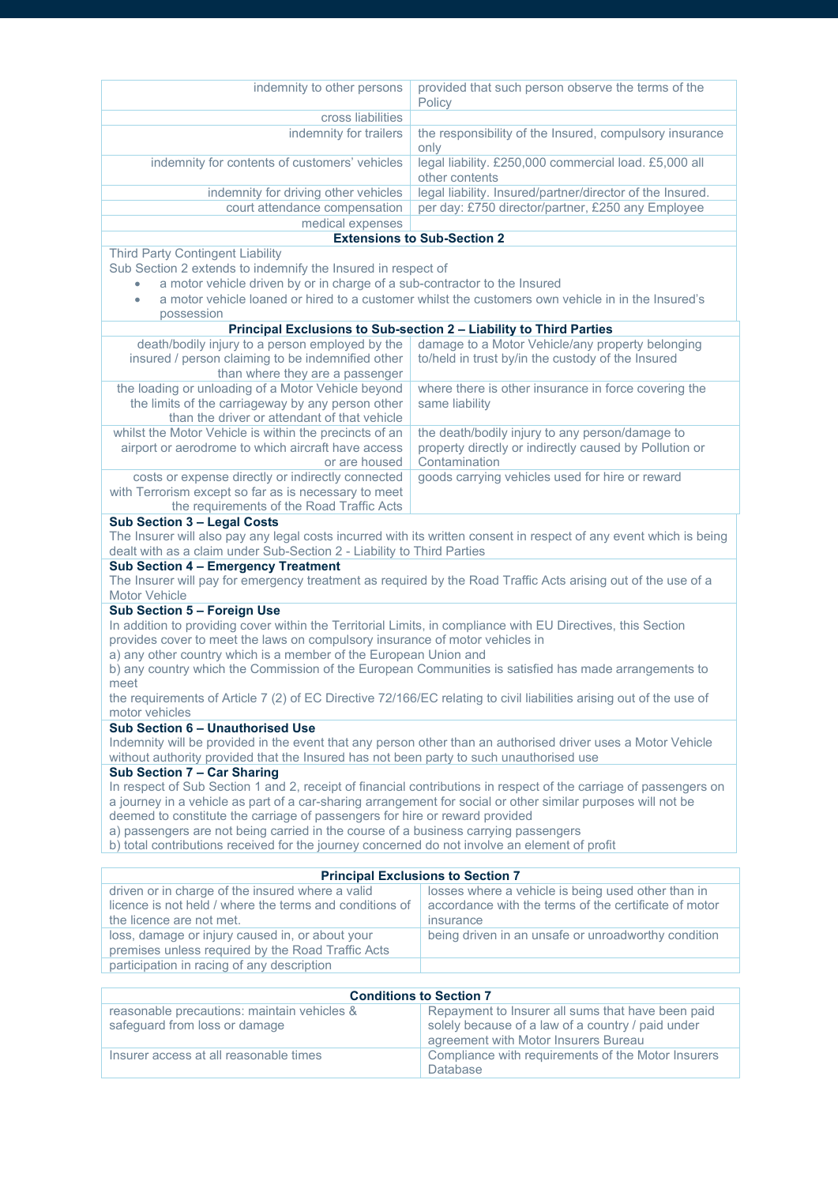| | |
|---|---|
| indemnity to other persons | provided that such person observe the terms of the Policy |
| cross liabilities | |
| indemnity for trailers | the responsibility of the Insured, compulsory insurance only |
| indemnity for contents of customers' vehicles | legal liability. £250,000 commercial load. £5,000 all other contents |
| indemnity for driving other vehicles | legal liability. Insured/partner/director of the Insured. |
| court attendance compensation | per day: £750 director/partner, £250 any Employee |
| medical expenses | |

**Extensions to Sub-Section 2**

Third Party Contingent Liability
Sub Section 2 extends to indemnify the Insured in respect of

- a motor vehicle driven by or in charge of a sub-contractor to the Insured
- a motor vehicle loaned or hired to a customer whilst the customers own vehicle in in the Insured's possession

**Principal Exclusions to Sub-section 2 – Liability to Third Parties**

| | |
|---|---|
| death/bodily injury to a person employed by the insured / person claiming to be indemnified other than where they are a passenger | damage to a Motor Vehicle/any property belonging to/held in trust by/in the custody of the Insured |
| the loading or unloading of a Motor Vehicle beyond the limits of the carriageway by any person other than the driver or attendant of that vehicle | where there is other insurance in force covering the same liability |
| whilst the Motor Vehicle is within the precincts of an airport or aerodrome to which aircraft have access or are housed | the death/bodily injury to any person/damage to property directly or indirectly caused by Pollution or Contamination |
| costs or expense directly or indirectly connected with Terrorism except so far as is necessary to meet the requirements of the Road Traffic Acts | goods carrying vehicles used for hire or reward |

**Sub Section 3 – Legal Costs**

The Insurer will also pay any legal costs incurred with its written consent in respect of any event which is being dealt with as a claim under Sub-Section 2 - Liability to Third Parties

**Sub Section 4 – Emergency Treatment**

The Insurer will pay for emergency treatment as required by the Road Traffic Acts arising out of the use of a Motor Vehicle

**Sub Section 5 – Foreign Use**

In addition to providing cover within the Territorial Limits, in compliance with EU Directives, this Section provides cover to meet the laws on compulsory insurance of motor vehicles in
a) any other country which is a member of the European Union and
b) any country which the Commission of the European Communities is satisfied has made arrangements to meet
the requirements of Article 7 (2) of EC Directive 72/166/EC relating to civil liabilities arising out of the use of motor vehicles

**Sub Section 6 – Unauthorised Use**

Indemnity will be provided in the event that any person other than an authorised driver uses a Motor Vehicle without authority provided that the Insured has not been party to such unauthorised use

**Sub Section 7 – Car Sharing**

In respect of Sub Section 1 and 2, receipt of financial contributions in respect of the carriage of passengers on a journey in a vehicle as part of a car-sharing arrangement for social or other similar purposes will not be deemed to constitute the carriage of passengers for hire or reward provided
a) passengers are not being carried in the course of a business carrying passengers
b) total contributions received for the journey concerned do not involve an element of profit

**Principal Exclusions to Section 7**

| | |
|---|---|
| driven or in charge of the insured where a valid licence is not held / where the terms and conditions of the licence are not met. | losses where a vehicle is being used other than in accordance with the terms of the certificate of motor insurance |
| loss, damage or injury caused in, or about your premises unless required by the Road Traffic Acts | being driven in an unsafe or unroadworthy condition |
| participation in racing of any description | |

**Conditions to Section 7**

| | |
|---|---|
| reasonable precautions: maintain vehicles & safeguard from loss or damage | Repayment to Insurer all sums that have been paid solely because of a law of a country / paid under agreement with Motor Insurers Bureau |
| Insurer access at all reasonable times | Compliance with requirements of the Motor Insurers Database |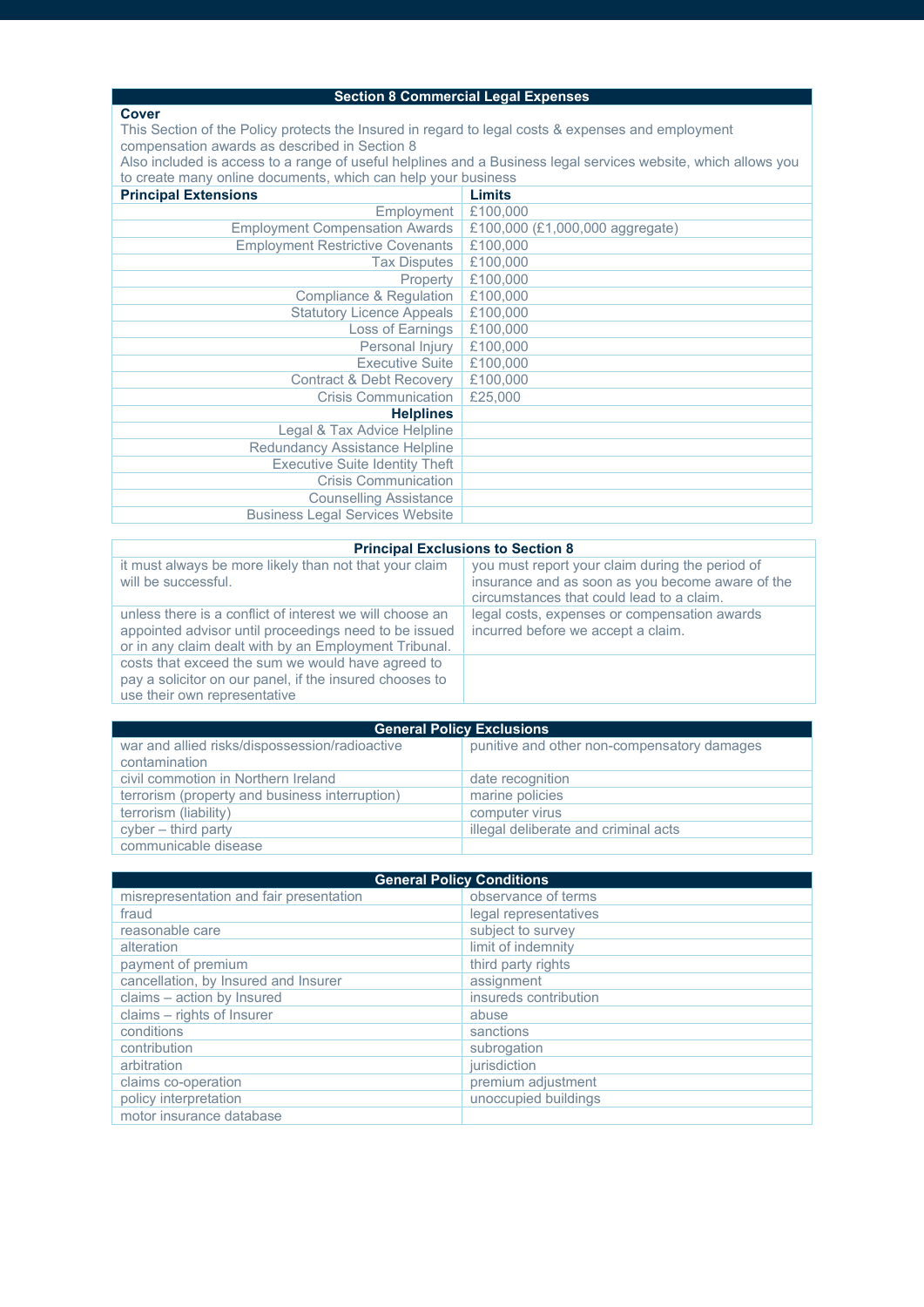| Section 8 Commercial Legal Expenses | |
|---|---|
| **Cover**<br>This Section of the Policy protects the Insured in regard to legal costs & expenses and employment compensation awards as described in Section 8<br>Also included is access to a range of useful helplines and a Business legal services website, which allows you to create many online documents, which can help your business | |
| **Principal Extensions** | **Limits** |
| Employment | £100,000 |
| Employment Compensation Awards | £100,000 (£1,000,000 aggregate) |
| Employment Restrictive Covenants | £100,000 |
| Tax Disputes | £100,000 |
| Property | £100,000 |
| Compliance & Regulation | £100,000 |
| Statutory Licence Appeals | £100,000 |
| Loss of Earnings | £100,000 |
| Personal Injury | £100,000 |
| Executive Suite | £100,000 |
| Contract & Debt Recovery | £100,000 |
| Crisis Communication | £25,000 |
| **Helplines** | |
| Legal & Tax Advice Helpline | |
| Redundancy Assistance Helpline | |
| Executive Suite Identity Theft | |
| Crisis Communication | |
| Counselling Assistance | |
| Business Legal Services Website | |

| Principal Exclusions to Section 8 | |
|---|---|
| it must always be more likely than not that your claim will be successful. | you must report your claim during the period of insurance and as soon as you become aware of the circumstances that could lead to a claim. |
| unless there is a conflict of interest we will choose an appointed advisor until proceedings need to be issued or in any claim dealt with by an Employment Tribunal. | legal costs, expenses or compensation awards incurred before we accept a claim. |
| costs that exceed the sum we would have agreed to pay a solicitor on our panel, if the insured chooses to use their own representative | |

| General Policy Exclusions | |
|---|---|
| war and allied risks/dispossession/radioactive contamination | punitive and other non-compensatory damages |
| civil commotion in Northern Ireland | date recognition |
| terrorism (property and business interruption) | marine policies |
| terrorism (liability) | computer virus |
| cyber – third party | illegal deliberate and criminal acts |
| communicable disease | |

| General Policy Conditions | |
|---|---|
| misrepresentation and fair presentation | observance of terms |
| fraud | legal representatives |
| reasonable care | subject to survey |
| alteration | limit of indemnity |
| payment of premium | third party rights |
| cancellation, by Insured and Insurer | assignment |
| claims – action by Insured | insureds contribution |
| claims – rights of Insurer | abuse |
| conditions | sanctions |
| contribution | subrogation |
| arbitration | jurisdiction |
| claims co-operation | premium adjustment |
| policy interpretation | unoccupied buildings |
| motor insurance database | |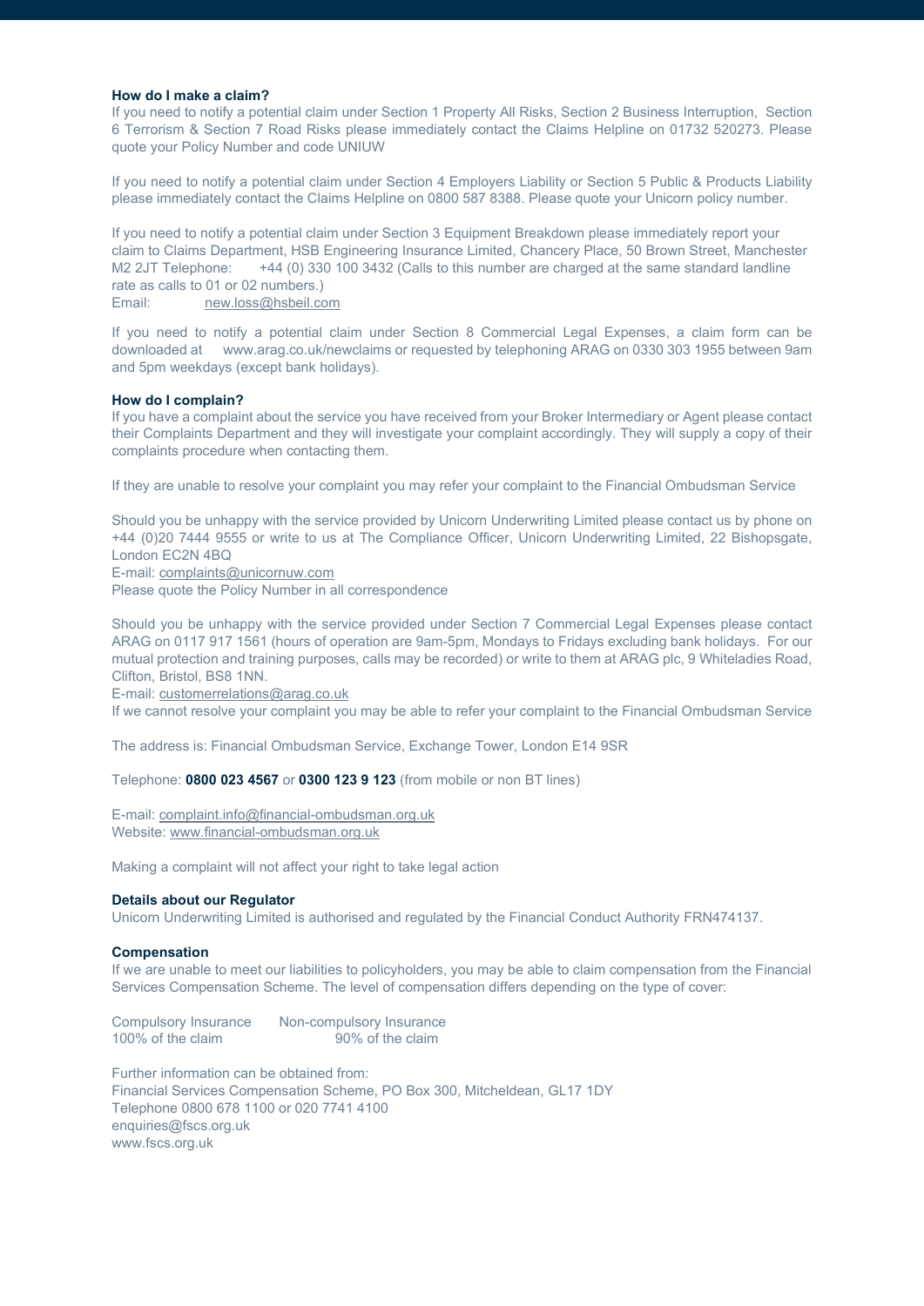**How do I make a claim?**

If you need to notify a potential claim under Section 1 Property All Risks, Section 2 Business Interruption, Section 6 Terrorism & Section 7 Road Risks please immediately contact the Claims Helpline on 01732 520273. Please quote your Policy Number and code UNIUW

If you need to notify a potential claim under Section 4 Employers Liability or Section 5 Public & Products Liability please immediately contact the Claims Helpline on 0800 587 8388. Please quote your Unicorn policy number.

If you need to notify a potential claim under Section 3 Equipment Breakdown please immediately report your claim to Claims Department, HSB Engineering Insurance Limited, Chancery Place, 50 Brown Street, Manchester M2 2JT Telephone: +44 (0) 330 100 3432 (Calls to this number are charged at the same standard landline rate as calls to 01 or 02 numbers.)
Email: new.loss@hsbeil.com

If you need to notify a potential claim under Section 8 Commercial Legal Expenses, a claim form can be downloaded at www.arag.co.uk/newclaims or requested by telephoning ARAG on 0330 303 1955 between 9am and 5pm weekdays (except bank holidays).

**How do I complain?**

If you have a complaint about the service you have received from your Broker Intermediary or Agent please contact their Complaints Department and they will investigate your complaint accordingly. They will supply a copy of their complaints procedure when contacting them.

If they are unable to resolve your complaint you may refer your complaint to the Financial Ombudsman Service

Should you be unhappy with the service provided by Unicorn Underwriting Limited please contact us by phone on +44 (0)20 7444 9555 or write to us at The Compliance Officer, Unicorn Underwriting Limited, 22 Bishopsgate, London EC2N 4BQ
E-mail: complaints@unicornuw.com
Please quote the Policy Number in all correspondence

Should you be unhappy with the service provided under Section 7 Commercial Legal Expenses please contact ARAG on 0117 917 1561 (hours of operation are 9am-5pm, Mondays to Fridays excluding bank holidays. For our mutual protection and training purposes, calls may be recorded) or write to them at ARAG plc, 9 Whiteladies Road, Clifton, Bristol, BS8 1NN.
E-mail: customerrelations@arag.co.uk
If we cannot resolve your complaint you may be able to refer your complaint to the Financial Ombudsman Service

The address is: Financial Ombudsman Service, Exchange Tower, London E14 9SR

Telephone: **0800 023 4567** or **0300 123 9 123** (from mobile or non BT lines)

E-mail: complaint.info@financial-ombudsman.org.uk
Website: www.financial-ombudsman.org.uk

Making a complaint will not affect your right to take legal action

**Details about our Regulator**

Unicorn Underwriting Limited is authorised and regulated by the Financial Conduct Authority FRN474137.

**Compensation**

If we are unable to meet our liabilities to policyholders, you may be able to claim compensation from the Financial Services Compensation Scheme. The level of compensation differs depending on the type of cover:

| Compulsory Insurance | Non-compulsory Insurance |
|---|---|
| 100% of the claim | 90% of the claim |

Further information can be obtained from:
Financial Services Compensation Scheme, PO Box 300, Mitcheldean, GL17 1DY
Telephone 0800 678 1100 or 020 7741 4100
enquiries@fscs.org.uk
www.fscs.org.uk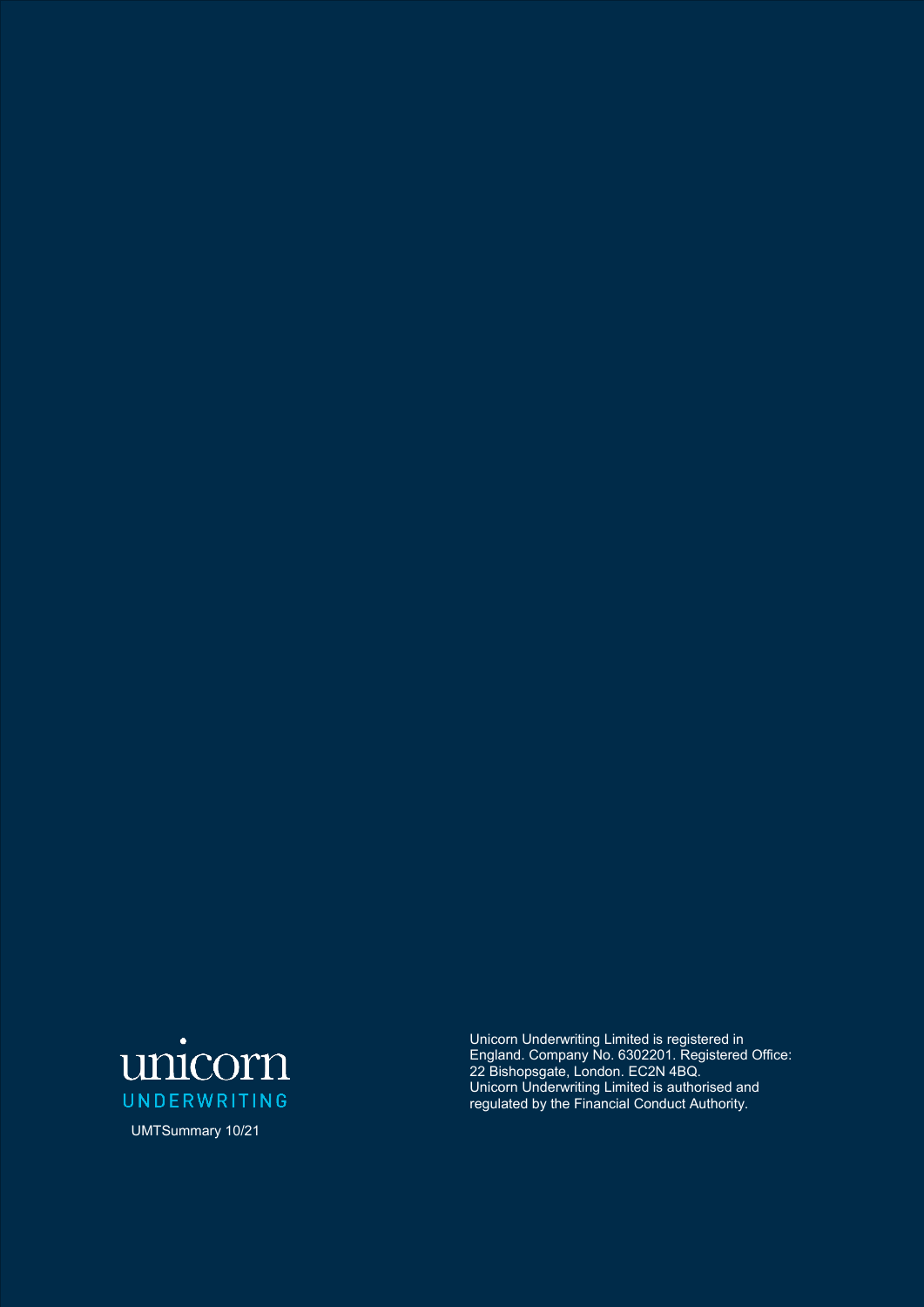unicorn

UNDERWRITING

UMTSummary 10/21

Unicorn Underwriting Limited is registered in England. Company No. 6302201. Registered Office: 22 Bishopsgate, London. EC2N 4BQ.
Unicorn Underwriting Limited is authorised and regulated by the Financial Conduct Authority.